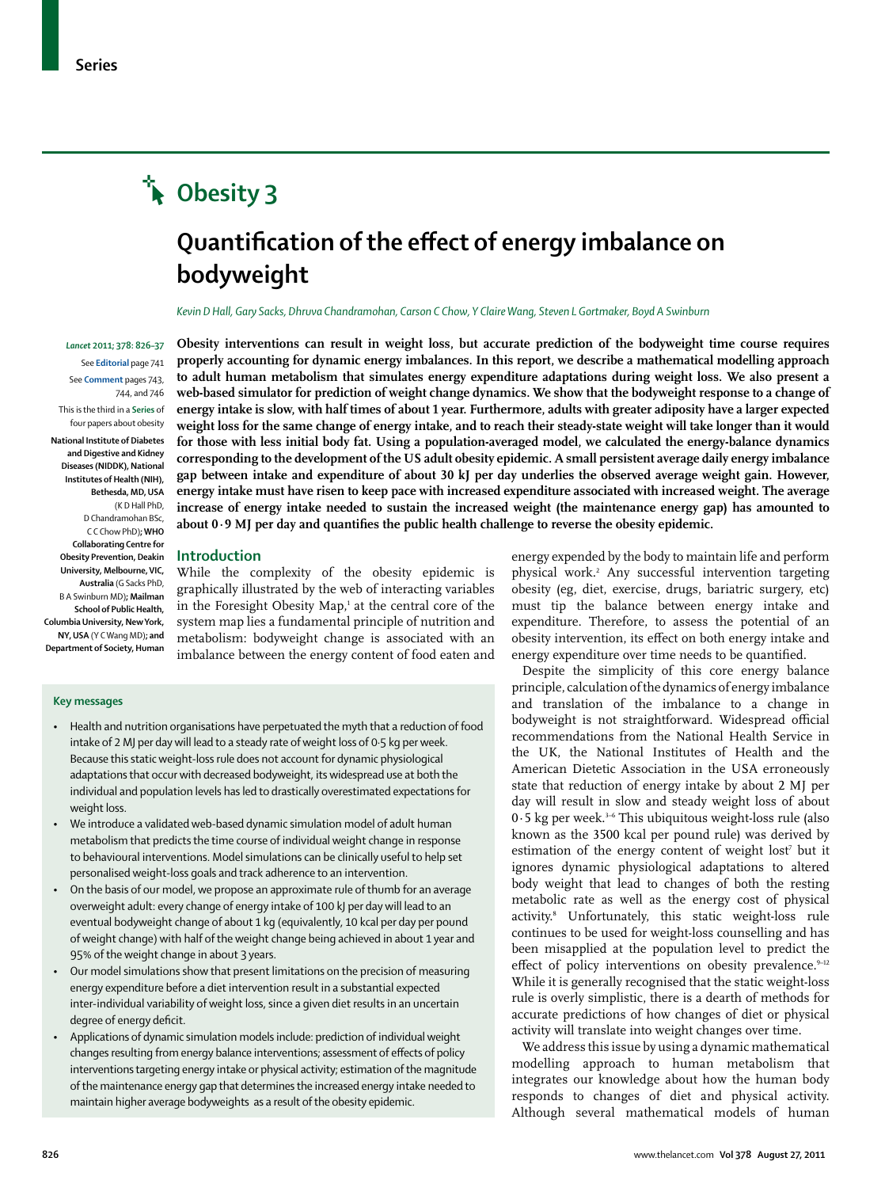Series

# Obesity 3

## Quantification of the effect of energy imbalance on bodyweight

*Kevin D Hall, Gary Sacks, Dhruva Chandramohan, Carson C Chow, Y Claire Wang, Steven L Gortmaker, Boyd A Swinburn*

*Lancet* 2011; 378: 826–37

See **Editorial** page 741

See **Comment** pages 743, 744, and 746

This is the third in a **Series** of four papers about obesity

**National Institute of Diabetes and Digestive and Kidney Diseases (NIDDK), National Institutes of Health (NIH), Bethesda, MD, USA** (K D Hall PhD, D Chandramohan BSc, C C Chow PhD)**; WHO Collaborating Centre for Obesity Prevention, Deakin University, Melbourne, VIC, Australia** (G Sacks PhD, B A Swinburn MD)**; Mailman School of Public Health, Columbia University, New York, NY, USA** (Y C Wang MD)**; and Department of Society, Human**

**Obesity interventions can result in weight loss, but accurate prediction of the bodyweight time course requires properly accounting for dynamic energy imbalances. In this report, we describe a mathematical modelling approach to adult human metabolism that simulates energy expenditure adaptations during weight loss. We also present a web-based simulator for prediction of weight change dynamics. We show that the bodyweight response to a change of energy intake is slow, with half times of about 1 year. Furthermore, adults with greater adiposity have a larger expected weight loss for the same change of energy intake, and to reach their steady-state weight will take longer than it would for those with less initial body fat. Using a population-averaged model, we calculated the energy-balance dynamics corresponding to the development of the US adult obesity epidemic. A small persistent average daily energy imbalance gap between intake and expenditure of about 30 kJ per day underlies the observed average weight gain. However, energy intake must have risen to keep pace with increased expenditure associated with increased weight. The average increase of energy intake needed to sustain the increased weight (the maintenance energy gap) has amounted to about 0·9 MJ per day and quantifies the public health challenge to reverse the obesity epidemic.**

## Introduction

While the complexity of the obesity epidemic is graphically illustrated by the web of interacting variables in the Foresight Obesity Map,[1] at the central core of the system map lies a fundamental principle of nutrition and metabolism: bodyweight change is associated with an imbalance between the energy content of food eaten and energy expended by the body to maintain life and perform physical work.[2] Any successful intervention targeting obesity (eg, diet, exercise, drugs, bariatric surgery, etc) must tip the balance between energy intake and expenditure. Therefore, to assess the potential of an obesity intervention, its effect on both energy intake and energy expenditure over time needs to be quantified.

Despite the simplicity of this core energy balance principle, calculation of the dynamics of energy imbalance and translation of the imbalance to a change in bodyweight is not straightforward. Widespread official recommendations from the National Health Service in the UK, the National Institutes of Health and the American Dietetic Association in the USA erroneously state that reduction of energy intake by about 2 MJ per day will result in slow and steady weight loss of about 0·5 kg per week.[3–6] This ubiquitous weight-loss rule (also known as the 3500 kcal per pound rule) was derived by estimation of the energy content of weight lost[7] but it ignores dynamic physiological adaptations to altered body weight that lead to changes of both the resting metabolic rate as well as the energy cost of physical activity.[8] Unfortunately, this static weight-loss rule continues to be used for weight-loss counselling and has been misapplied at the population level to predict the effect of policy interventions on obesity prevalence.[9–12] While it is generally recognised that the static weight-loss rule is overly simplistic, there is a dearth of methods for accurate predictions of how changes of diet or physical activity will translate into weight changes over time.

We address this issue by using a dynamic mathematical modelling approach to human metabolism that integrates our knowledge about how the human body responds to changes of diet and physical activity. Although several mathematical models of human

### Key messages

- Health and nutrition organisations have perpetuated the myth that a reduction of food intake of 2 MJ per day will lead to a steady rate of weight loss of 0·5 kg per week. Because this static weight-loss rule does not account for dynamic physiological adaptations that occur with decreased bodyweight, its widespread use at both the individual and population levels has led to drastically overestimated expectations for weight loss.
- We introduce a validated web-based dynamic simulation model of adult human metabolism that predicts the time course of individual weight change in response to behavioural interventions. Model simulations can be clinically useful to help set personalised weight-loss goals and track adherence to an intervention.
- On the basis of our model, we propose an approximate rule of thumb for an average overweight adult: every change of energy intake of 100 kJ per day will lead to an eventual bodyweight change of about 1 kg (equivalently, 10 kcal per day per pound of weight change) with half of the weight change being achieved in about 1 year and 95% of the weight change in about 3 years.
- Our model simulations show that present limitations on the precision of measuring energy expenditure before a diet intervention result in a substantial expected inter-individual variability of weight loss, since a given diet results in an uncertain degree of energy deficit.
- Applications of dynamic simulation models include: prediction of individual weight changes resulting from energy balance interventions; assessment of effects of policy interventions targeting energy intake or physical activity; estimation of the magnitude of the maintenance energy gap that determines the increased energy intake needed to maintain higher average bodyweights as a result of the obesity epidemic.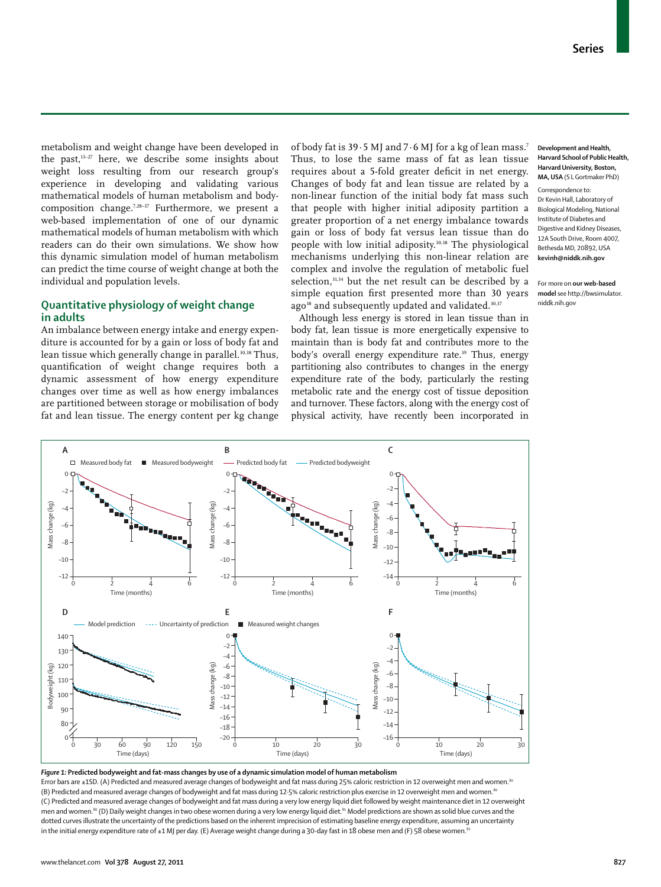metabolism and weight change have been developed in the past,[13–27] here, we describe some insights about weight loss resulting from our research group's experience in developing and validating various mathematical models of human metabolism and body-composition change.[7,28–37] Furthermore, we present a web-based implementation of one of our dynamic mathematical models of human metabolism with which readers can do their own simulations. We show how this dynamic simulation model of human metabolism can predict the time course of weight change at both the individual and population levels.

## Quantitative physiology of weight change in adults

An imbalance between energy intake and energy expenditure is accounted for by a gain or loss of body fat and lean tissue which generally change in parallel.[30,38] Thus, quantification of weight change requires both a dynamic assessment of how energy expenditure changes over time as well as how energy imbalances are partitioned between storage or mobilisation of body fat and lean tissue. The energy content per kg change of body fat is 39·5 MJ and 7·6 MJ for a kg of lean mass.[7] Thus, to lose the same mass of fat as lean tissue requires about a 5-fold greater deficit in net energy. Changes of body fat and lean tissue are related by a non-linear function of the initial body fat mass such that people with higher initial adiposity partition a greater proportion of a net energy imbalance towards gain or loss of body fat versus lean tissue than do people with low initial adiposity.[30,38] The physiological mechanisms underlying this non-linear relation are complex and involve the regulation of metabolic fuel selection,[31,34] but the net result can be described by a simple equation first presented more than 30 years ago[38] and subsequently updated and validated.[30,37]

Although less energy is stored in lean tissue than in body fat, lean tissue is more energetically expensive to maintain than is body fat and contributes more to the body's overall energy expenditure rate.[39] Thus, energy partitioning also contributes to changes in the energy expenditure rate of the body, particularly the resting metabolic rate and the energy cost of tissue deposition and turnover. These factors, along with the energy cost of physical activity, have recently been incorporated in

**Development and Health, Harvard School of Public Health, Harvard University, Boston, MA, USA** (S L Gortmaker PhD)

Correspondence to: Dr Kevin Hall, Laboratory of Biological Modeling, National Institute of Diabetes and Digestive and Kidney Diseases, 12A South Drive, Room 4007, Bethesda MD, 20892, USA **kevinh@niddk.nih.gov**

For more on **our web-based model** see http://bwsimulator.niddk.nih.gov

***Figure 1:*** **Predicted bodyweight and fat-mass changes by use of a dynamic simulation model of human metabolism**

Error bars are ±1SD. (A) Predicted and measured average changes of bodyweight and fat mass during 25% caloric restriction in 12 overweight men and women.[80] (B) Predicted and measured average changes of bodyweight and fat mass during 12·5% caloric restriction plus exercise in 12 overweight men and women.[80] (C) Predicted and measured average changes of bodyweight and fat mass during a very low energy liquid diet followed by weight maintenance diet in 12 overweight men and women.[80] (D) Daily weight changes in two obese women during a very low energy liquid diet.[81] Model predictions are shown as solid blue curves and the dotted curves illustrate the uncertainty of the predictions based on the inherent imprecision of estimating baseline energy expenditure, assuming an uncertainty in the initial energy expenditure rate of ±1 MJ per day. (E) Average weight change during a 30-day fast in 18 obese men and (F) 58 obese women.[82]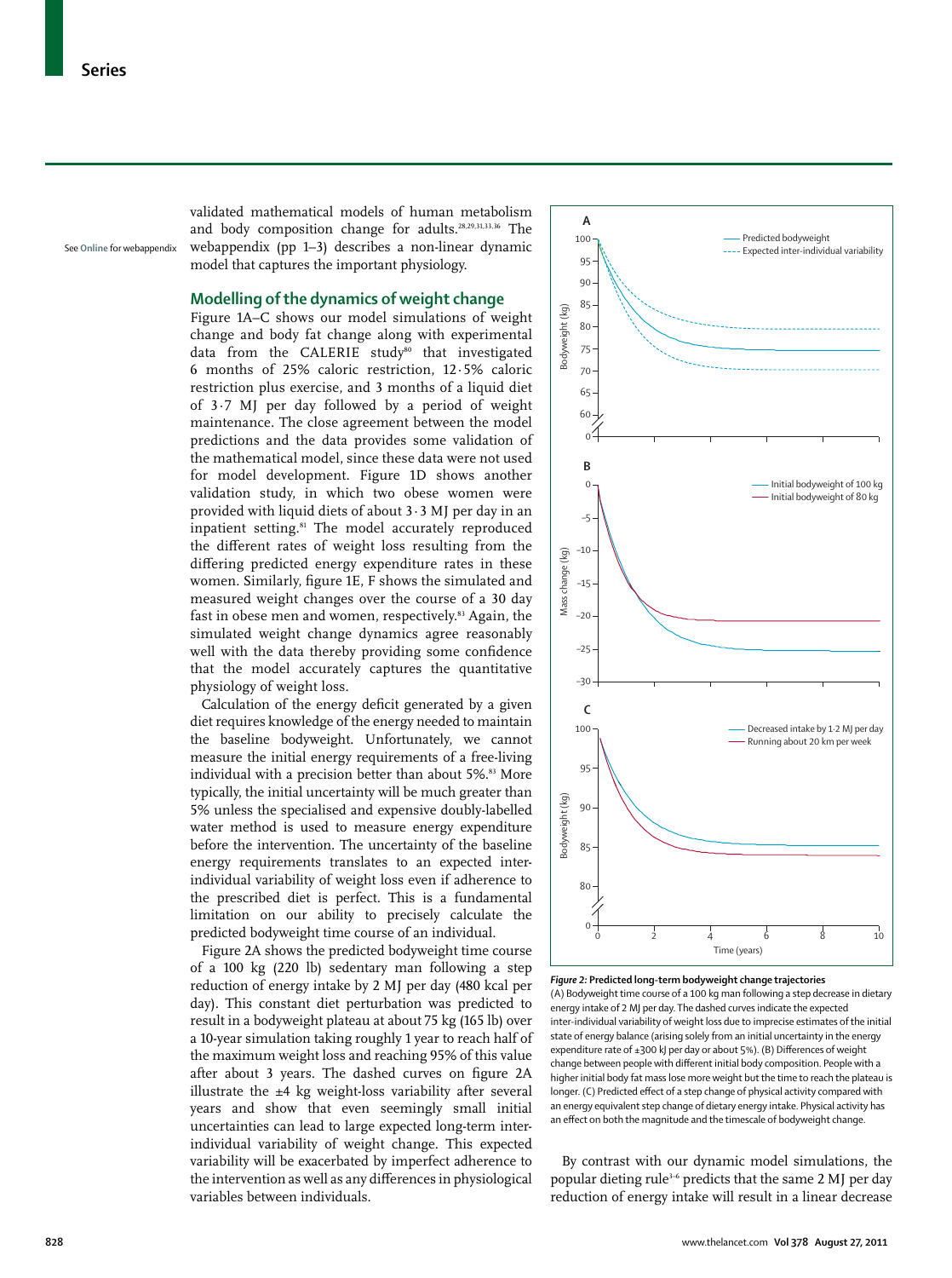validated mathematical models of human metabolism and body composition change for adults.[28,29,31,33,36] The webappendix (pp 1–3) describes a non-linear dynamic model that captures the important physiology.

See Online for webappendix

## Modelling of the dynamics of weight change

Figure 1A–C shows our model simulations of weight change and body fat change along with experimental data from the CALERIE study[80] that investigated 6 months of 25% caloric restriction, 12·5% caloric restriction plus exercise, and 3 months of a liquid diet of 3·7 MJ per day followed by a period of weight maintenance. The close agreement between the model predictions and the data provides some validation of the mathematical model, since these data were not used for model development. Figure 1D shows another validation study, in which two obese women were provided with liquid diets of about 3·3 MJ per day in an inpatient setting.[81] The model accurately reproduced the different rates of weight loss resulting from the differing predicted energy expenditure rates in these women. Similarly, figure 1E, F shows the simulated and measured weight changes over the course of a 30 day fast in obese men and women, respectively.[83] Again, the simulated weight change dynamics agree reasonably well with the data thereby providing some confidence that the model accurately captures the quantitative physiology of weight loss.

Calculation of the energy deficit generated by a given diet requires knowledge of the energy needed to maintain the baseline bodyweight. Unfortunately, we cannot measure the initial energy requirements of a free-living individual with a precision better than about 5%.[83] More typically, the initial uncertainty will be much greater than 5% unless the specialised and expensive doubly-labelled water method is used to measure energy expenditure before the intervention. The uncertainty of the baseline energy requirements translates to an expected inter-individual variability of weight loss even if adherence to the prescribed diet is perfect. This is a fundamental limitation on our ability to precisely calculate the predicted bodyweight time course of an individual.

Figure 2A shows the predicted bodyweight time course of a 100 kg (220 lb) sedentary man following a step reduction of energy intake by 2 MJ per day (480 kcal per day). This constant diet perturbation was predicted to result in a bodyweight plateau at about 75 kg (165 lb) over a 10-year simulation taking roughly 1 year to reach half of the maximum weight loss and reaching 95% of this value after about 3 years. The dashed curves on figure 2A illustrate the ±4 kg weight-loss variability after several years and show that even seemingly small initial uncertainties can lead to large expected long-term inter-individual variability of weight change. This expected variability will be exacerbated by imperfect adherence to the intervention as well as any differences in physiological variables between individuals.

*Figure 2:* **Predicted long-term bodyweight change trajectories**
(A) Bodyweight time course of a 100 kg man following a step decrease in dietary energy intake of 2 MJ per day. The dashed curves indicate the expected inter-individual variability of weight loss due to imprecise estimates of the initial state of energy balance (arising solely from an initial uncertainty in the energy expenditure rate of ±300 kJ per day or about 5%). (B) Differences of weight change between people with different initial body composition. People with a higher initial body fat mass lose more weight but the time to reach the plateau is longer. (C) Predicted effect of a step change of physical activity compared with an energy equivalent step change of dietary energy intake. Physical activity has an effect on both the magnitude and the timescale of bodyweight change.

By contrast with our dynamic model simulations, the popular dieting rule[3–6] predicts that the same 2 MJ per day reduction of energy intake will result in a linear decrease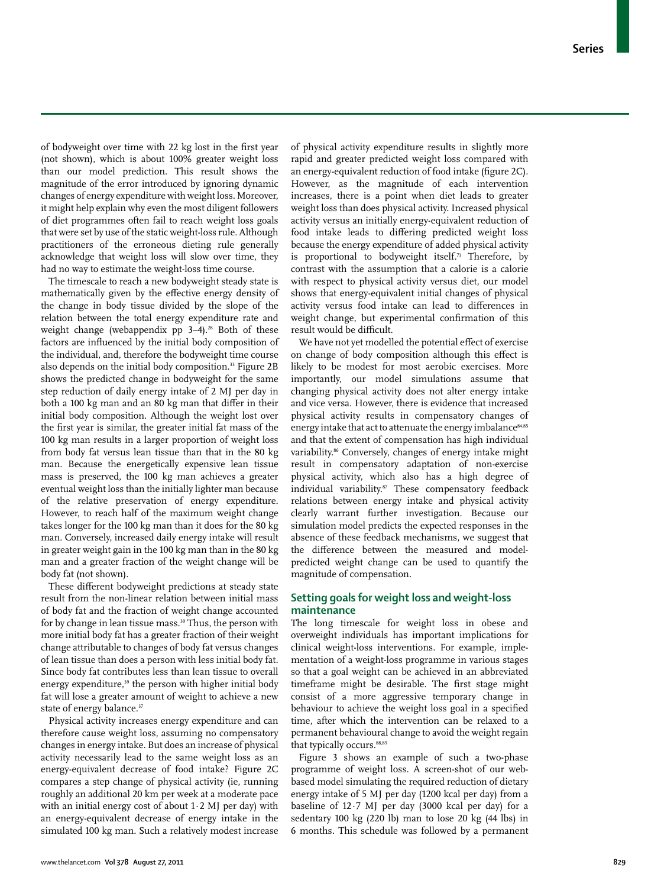of bodyweight over time with 22 kg lost in the first year (not shown), which is about 100% greater weight loss than our model prediction. This result shows the magnitude of the error introduced by ignoring dynamic changes of energy expenditure with weight loss. Moreover, it might help explain why even the most diligent followers of diet programmes often fail to reach weight loss goals that were set by use of the static weight-loss rule. Although practitioners of the erroneous dieting rule generally acknowledge that weight loss will slow over time, they had no way to estimate the weight-loss time course.

The timescale to reach a new bodyweight steady state is mathematically given by the effective energy density of the change in body tissue divided by the slope of the relation between the total energy expenditure rate and weight change (webappendix pp 3–4).[28] Both of these factors are influenced by the initial body composition of the individual, and, therefore the bodyweight time course also depends on the initial body composition.[33] Figure 2B shows the predicted change in bodyweight for the same step reduction of daily energy intake of 2 MJ per day in both a 100 kg man and an 80 kg man that differ in their initial body composition. Although the weight lost over the first year is similar, the greater initial fat mass of the 100 kg man results in a larger proportion of weight loss from body fat versus lean tissue than that in the 80 kg man. Because the energetically expensive lean tissue mass is preserved, the 100 kg man achieves a greater eventual weight loss than the initially lighter man because of the relative preservation of energy expenditure. However, to reach half of the maximum weight change takes longer for the 100 kg man than it does for the 80 kg man. Conversely, increased daily energy intake will result in greater weight gain in the 100 kg man than in the 80 kg man and a greater fraction of the weight change will be body fat (not shown).

These different bodyweight predictions at steady state result from the non-linear relation between initial mass of body fat and the fraction of weight change accounted for by change in lean tissue mass.[30] Thus, the person with more initial body fat has a greater fraction of their weight change attributable to changes of body fat versus changes of lean tissue than does a person with less initial body fat. Since body fat contributes less than lean tissue to overall energy expenditure,[39] the person with higher initial body fat will lose a greater amount of weight to achieve a new state of energy balance.[37]

Physical activity increases energy expenditure and can therefore cause weight loss, assuming no compensatory changes in energy intake. But does an increase of physical activity necessarily lead to the same weight loss as an energy-equivalent decrease of food intake? Figure 2C compares a step change of physical activity (ie, running roughly an additional 20 km per week at a moderate pace with an initial energy cost of about 1·2 MJ per day) with an energy-equivalent decrease of energy intake in the simulated 100 kg man. Such a relatively modest increase of physical activity expenditure results in slightly more rapid and greater predicted weight loss compared with an energy-equivalent reduction of food intake (figure 2C). However, as the magnitude of each intervention increases, there is a point when diet leads to greater weight loss than does physical activity. Increased physical activity versus an initially energy-equivalent reduction of food intake leads to differing predicted weight loss because the energy expenditure of added physical activity is proportional to bodyweight itself.[71] Therefore, by contrast with the assumption that a calorie is a calorie with respect to physical activity versus diet, our model shows that energy-equivalent initial changes of physical activity versus food intake can lead to differences in weight change, but experimental confirmation of this result would be difficult.

We have not yet modelled the potential effect of exercise on change of body composition although this effect is likely to be modest for most aerobic exercises. More importantly, our model simulations assume that changing physical activity does not alter energy intake and vice versa. However, there is evidence that increased physical activity results in compensatory changes of energy intake that act to attenuate the energy imbalance[84,85] and that the extent of compensation has high individual variability.[86] Conversely, changes of energy intake might result in compensatory adaptation of non-exercise physical activity, which also has a high degree of individual variability.[87] These compensatory feedback relations between energy intake and physical activity clearly warrant further investigation. Because our simulation model predicts the expected responses in the absence of these feedback mechanisms, we suggest that the difference between the measured and model-predicted weight change can be used to quantify the magnitude of compensation.

## Setting goals for weight loss and weight-loss maintenance

The long timescale for weight loss in obese and overweight individuals has important implications for clinical weight-loss interventions. For example, implementation of a weight-loss programme in various stages so that a goal weight can be achieved in an abbreviated timeframe might be desirable. The first stage might consist of a more aggressive temporary change in behaviour to achieve the weight loss goal in a specified time, after which the intervention can be relaxed to a permanent behavioural change to avoid the weight regain that typically occurs.[88,89]

Figure 3 shows an example of such a two-phase programme of weight loss. A screen-shot of our web-based model simulating the required reduction of dietary energy intake of 5 MJ per day (1200 kcal per day) from a baseline of 12·7 MJ per day (3000 kcal per day) for a sedentary 100 kg (220 lb) man to lose 20 kg (44 lbs) in 6 months. This schedule was followed by a permanent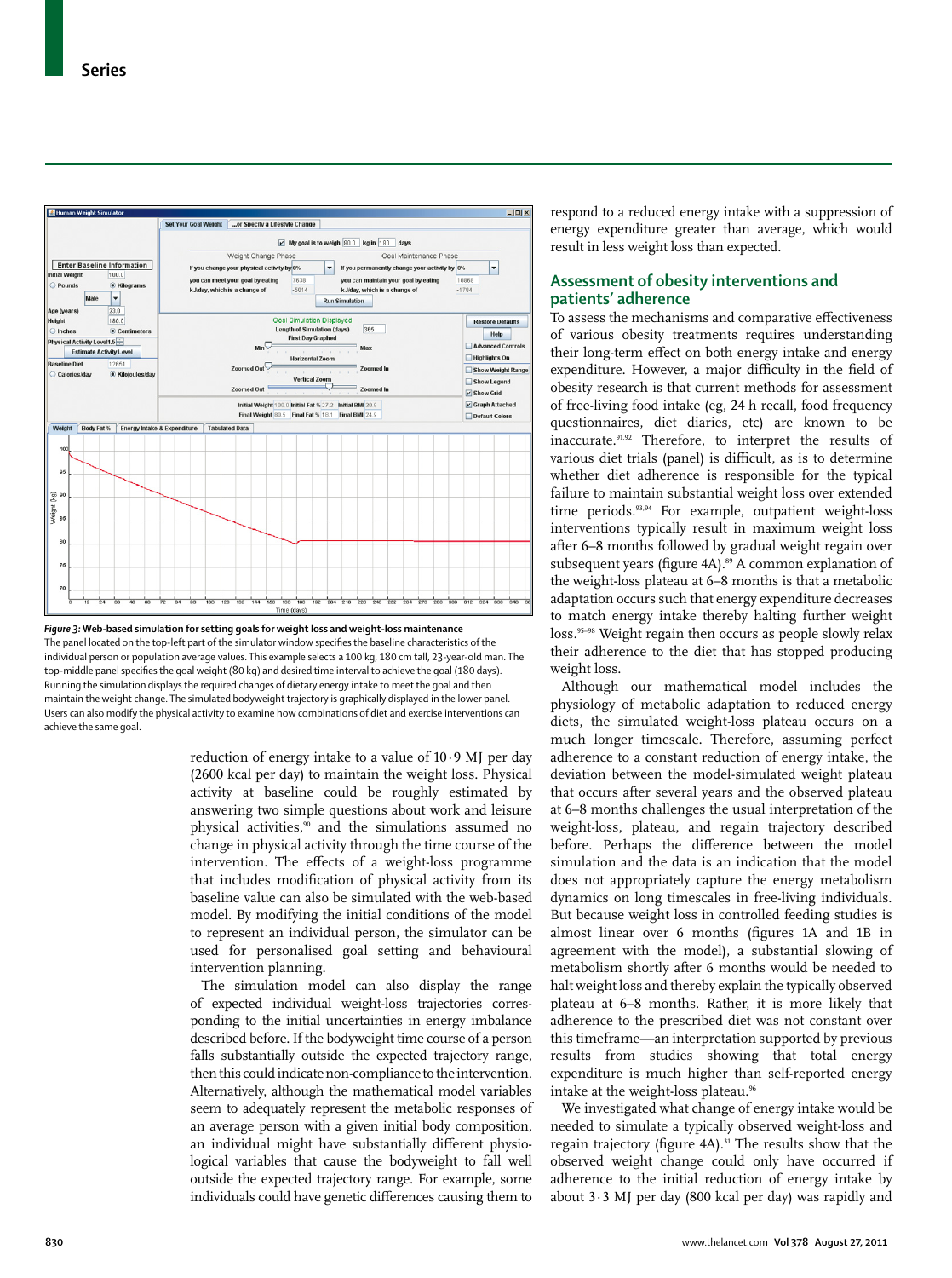*Figure 3:* **Web-based simulation for setting goals for weight loss and weight-loss maintenance**

The panel located on the top-left part of the simulator window specifies the baseline characteristics of the individual person or population average values. This example selects a 100 kg, 180 cm tall, 23-year-old man. The top-middle panel specifies the goal weight (80 kg) and desired time interval to achieve the goal (180 days). Running the simulation displays the required changes of dietary energy intake to meet the goal and then maintain the weight change. The simulated bodyweight trajectory is graphically displayed in the lower panel. Users can also modify the physical activity to examine how combinations of diet and exercise interventions can achieve the same goal.

reduction of energy intake to a value of 10·9 MJ per day (2600 kcal per day) to maintain the weight loss. Physical activity at baseline could be roughly estimated by answering two simple questions about work and leisure physical activities,[90] and the simulations assumed no change in physical activity through the time course of the intervention. The effects of a weight-loss programme that includes modification of physical activity from its baseline value can also be simulated with the web-based model. By modifying the initial conditions of the model to represent an individual person, the simulator can be used for personalised goal setting and behavioural intervention planning.

The simulation model can also display the range of expected individual weight-loss trajectories corresponding to the initial uncertainties in energy imbalance described before. If the bodyweight time course of a person falls substantially outside the expected trajectory range, then this could indicate non-compliance to the intervention. Alternatively, although the mathematical model variables seem to adequately represent the metabolic responses of an average person with a given initial body composition, an individual might have substantially different physiological variables that cause the bodyweight to fall well outside the expected trajectory range. For example, some individuals could have genetic differences causing them to respond to a reduced energy intake with a suppression of energy expenditure greater than average, which would result in less weight loss than expected.

## Assessment of obesity interventions and patients' adherence

To assess the mechanisms and comparative effectiveness of various obesity treatments requires understanding their long-term effect on both energy intake and energy expenditure. However, a major difficulty in the field of obesity research is that current methods for assessment of free-living food intake (eg, 24 h recall, food frequency questionnaires, diet diaries, etc) are known to be inaccurate.[91,92] Therefore, to interpret the results of various diet trials (panel) is difficult, as is to determine whether diet adherence is responsible for the typical failure to maintain substantial weight loss over extended time periods.[93,94] For example, outpatient weight-loss interventions typically result in maximum weight loss after 6–8 months followed by gradual weight regain over subsequent years (figure 4A).[89] A common explanation of the weight-loss plateau at 6–8 months is that a metabolic adaptation occurs such that energy expenditure decreases to match energy intake thereby halting further weight loss.[95–98] Weight regain then occurs as people slowly relax their adherence to the diet that has stopped producing weight loss.

Although our mathematical model includes the physiology of metabolic adaptation to reduced energy diets, the simulated weight-loss plateau occurs on a much longer timescale. Therefore, assuming perfect adherence to a constant reduction of energy intake, the deviation between the model-simulated weight plateau that occurs after several years and the observed plateau at 6–8 months challenges the usual interpretation of the weight-loss, plateau, and regain trajectory described before. Perhaps the difference between the model simulation and the data is an indication that the model does not appropriately capture the energy metabolism dynamics on long timescales in free-living individuals. But because weight loss in controlled feeding studies is almost linear over 6 months (figures 1A and 1B in agreement with the model), a substantial slowing of metabolism shortly after 6 months would be needed to halt weight loss and thereby explain the typically observed plateau at 6–8 months. Rather, it is more likely that adherence to the prescribed diet was not constant over this timeframe—an interpretation supported by previous results from studies showing that total energy expenditure is much higher than self-reported energy intake at the weight-loss plateau.[96]

We investigated what change of energy intake would be needed to simulate a typically observed weight-loss and regain trajectory (figure 4A).[31] The results show that the observed weight change could only have occurred if adherence to the initial reduction of energy intake by about 3·3 MJ per day (800 kcal per day) was rapidly and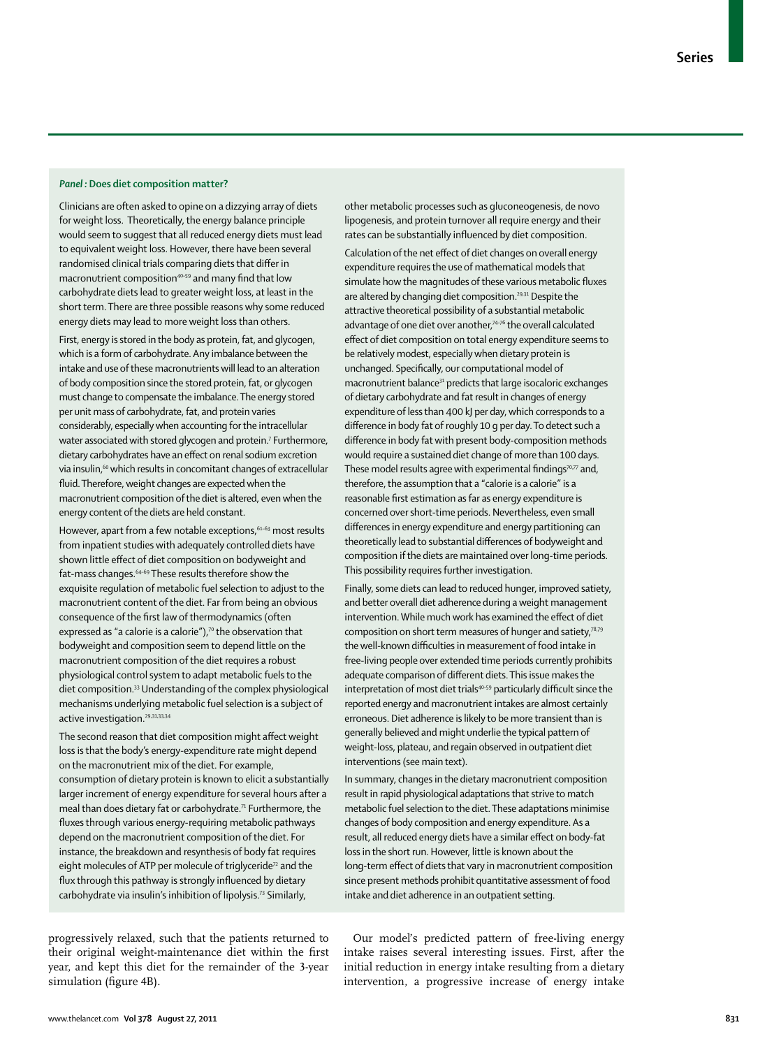### *Panel*: Does diet composition matter?

Clinicians are often asked to opine on a dizzying array of diets for weight loss. Theoretically, the energy balance principle would seem to suggest that all reduced energy diets must lead to equivalent weight loss. However, there have been several randomised clinical trials comparing diets that differ in macronutrient composition[40–59] and many find that low carbohydrate diets lead to greater weight loss, at least in the short term. There are three possible reasons why some reduced energy diets may lead to more weight loss than others.

First, energy is stored in the body as protein, fat, and glycogen, which is a form of carbohydrate. Any imbalance between the intake and use of these macronutrients will lead to an alteration of body composition since the stored protein, fat, or glycogen must change to compensate the imbalance. The energy stored per unit mass of carbohydrate, fat, and protein varies considerably, especially when accounting for the intracellular water associated with stored glycogen and protein.[7] Furthermore, dietary carbohydrates have an effect on renal sodium excretion via insulin,[60] which results in concomitant changes of extracellular fluid. Therefore, weight changes are expected when the macronutrient composition of the diet is altered, even when the energy content of the diets are held constant.

However, apart from a few notable exceptions,[61–63] most results from inpatient studies with adequately controlled diets have shown little effect of diet composition on bodyweight and fat-mass changes.[64–69] These results therefore show the exquisite regulation of metabolic fuel selection to adjust to the macronutrient content of the diet. Far from being an obvious consequence of the first law of thermodynamics (often expressed as "a calorie is a calorie"),[70] the observation that bodyweight and composition seem to depend little on the macronutrient composition of the diet requires a robust physiological control system to adapt metabolic fuels to the diet composition.[33] Understanding of the complex physiological mechanisms underlying metabolic fuel selection is a subject of active investigation.[29,31,33,34]

The second reason that diet composition might affect weight loss is that the body's energy-expenditure rate might depend on the macronutrient mix of the diet. For example, consumption of dietary protein is known to elicit a substantially larger increment of energy expenditure for several hours after a meal than does dietary fat or carbohydrate.[71] Furthermore, the fluxes through various energy-requiring metabolic pathways depend on the macronutrient composition of the diet. For instance, the breakdown and resynthesis of body fat requires eight molecules of ATP per molecule of triglyceride[72] and the flux through this pathway is strongly influenced by dietary carbohydrate via insulin's inhibition of lipolysis.[73] Similarly, other metabolic processes such as gluconeogenesis, de novo lipogenesis, and protein turnover all require energy and their rates can be substantially influenced by diet composition.

Calculation of the net effect of diet changes on overall energy expenditure requires the use of mathematical models that simulate how the magnitudes of these various metabolic fluxes are altered by changing diet composition.[29,31] Despite the attractive theoretical possibility of a substantial metabolic advantage of one diet over another,[74–76] the overall calculated effect of diet composition on total energy expenditure seems to be relatively modest, especially when dietary protein is unchanged. Specifically, our computational model of macronutrient balance[31] predicts that large isocaloric exchanges of dietary carbohydrate and fat result in changes of energy expenditure of less than 400 kJ per day, which corresponds to a difference in body fat of roughly 10 g per day. To detect such a difference in body fat with present body-composition methods would require a sustained diet change of more than 100 days. These model results agree with experimental findings[70,77] and, therefore, the assumption that a "calorie is a calorie" is a reasonable first estimation as far as energy expenditure is concerned over short-time periods. Nevertheless, even small differences in energy expenditure and energy partitioning can theoretically lead to substantial differences of bodyweight and composition if the diets are maintained over long-time periods. This possibility requires further investigation.

Finally, some diets can lead to reduced hunger, improved satiety, and better overall diet adherence during a weight management intervention. While much work has examined the effect of diet composition on short term measures of hunger and satiety,[78,79] the well-known difficulties in measurement of food intake in free-living people over extended time periods currently prohibits adequate comparison of different diets. This issue makes the interpretation of most diet trials[40–59] particularly difficult since the reported energy and macronutrient intakes are almost certainly erroneous. Diet adherence is likely to be more transient than is generally believed and might underlie the typical pattern of weight-loss, plateau, and regain observed in outpatient diet interventions (see main text).

In summary, changes in the dietary macronutrient composition result in rapid physiological adaptations that strive to match metabolic fuel selection to the diet. These adaptations minimise changes of body composition and energy expenditure. As a result, all reduced energy diets have a similar effect on body-fat loss in the short run. However, little is known about the long-term effect of diets that vary in macronutrient composition since present methods prohibit quantitative assessment of food intake and diet adherence in an outpatient setting.

progressively relaxed, such that the patients returned to their original weight-maintenance diet within the first year, and kept this diet for the remainder of the 3-year simulation (figure 4B).

Our model's predicted pattern of free-living energy intake raises several interesting issues. First, after the initial reduction in energy intake resulting from a dietary intervention, a progressive increase of energy intake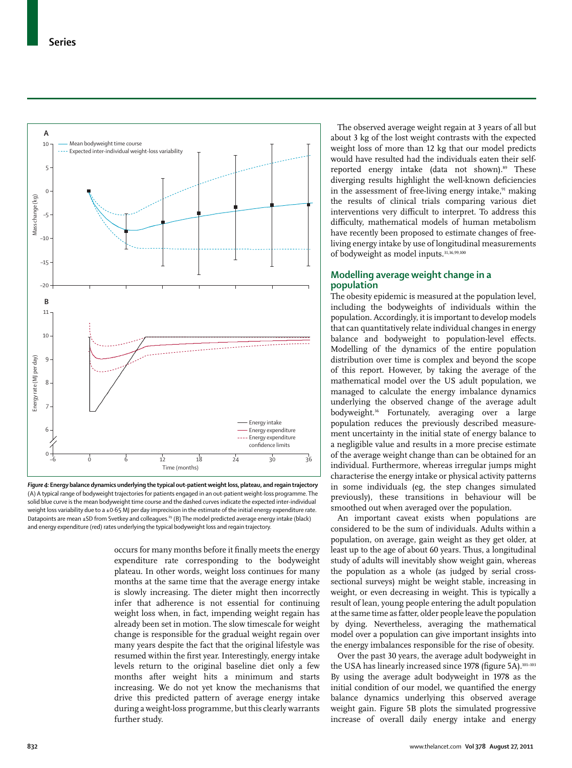*Figure 4:* **Energy balance dynamics underlying the typical out-patient weight loss, plateau, and regain trajectory**
(A) A typical range of bodyweight trajectories for patients engaged in an out-patient weight-loss programme. The solid blue curve is the mean bodyweight time course and the dashed curves indicate the expected inter-individual weight loss variability due to a ±0·65 MJ per day imprecision in the estimate of the initial energy expenditure rate. Datapoints are mean ±SD from Svetkey and colleagues.[89] (B) The model predicted average energy intake (black) and energy expenditure (red) rates underlying the typical bodyweight loss and regain trajectory.

occurs for many months before it finally meets the energy expenditure rate corresponding to the bodyweight plateau. In other words, weight loss continues for many months at the same time that the average energy intake is slowly increasing. The dieter might then incorrectly infer that adherence is not essential for continuing weight loss when, in fact, impending weight regain has already been set in motion. The slow timescale for weight change is responsible for the gradual weight regain over many years despite the fact that the original lifestyle was resumed within the first year. Interestingly, energy intake levels return to the original baseline diet only a few months after weight hits a minimum and starts increasing. We do not yet know the mechanisms that drive this predicted pattern of average energy intake during a weight-loss programme, but this clearly warrants further study.

The observed average weight regain at 3 years of all but about 3 kg of the lost weight contrasts with the expected weight loss of more than 12 kg that our model predicts would have resulted had the individuals eaten their self-reported energy intake (data not shown).[89] These diverging results highlight the well-known deficiencies in the assessment of free-living energy intake,[91] making the results of clinical trials comparing various diet interventions very difficult to interpret. To address this difficulty, mathematical models of human metabolism have recently been proposed to estimate changes of free-living energy intake by use of longitudinal measurements of bodyweight as model inputs.[31,36,99,100]

## Modelling average weight change in a population

The obesity epidemic is measured at the population level, including the bodyweights of individuals within the population. Accordingly, it is important to develop models that can quantitatively relate individual changes in energy balance and bodyweight to population-level effects. Modelling of the dynamics of the entire population distribution over time is complex and beyond the scope of this report. However, by taking the average of the mathematical model over the US adult population, we managed to calculate the energy imbalance dynamics underlying the observed change of the average adult bodyweight.[36] Fortunately, averaging over a large population reduces the previously described measurement uncertainty in the initial state of energy balance to a negligible value and results in a more precise estimate of the average weight change than can be obtained for an individual. Furthermore, whereas irregular jumps might characterise the energy intake or physical activity patterns in some individuals (eg, the step changes simulated previously), these transitions in behaviour will be smoothed out when averaged over the population.

An important caveat exists when populations are considered to be the sum of individuals. Adults within a population, on average, gain weight as they get older, at least up to the age of about 60 years. Thus, a longitudinal study of adults will inevitably show weight gain, whereas the population as a whole (as judged by serial cross-sectional surveys) might be weight stable, increasing in weight, or even decreasing in weight. This is typically a result of lean, young people entering the adult population at the same time as fatter, older people leave the population by dying. Nevertheless, averaging the mathematical model over a population can give important insights into the energy imbalances responsible for the rise of obesity.

Over the past 30 years, the average adult bodyweight in the USA has linearly increased since 1978 (figure 5A).[101–103] By using the average adult bodyweight in 1978 as the initial condition of our model, we quantified the energy balance dynamics underlying this observed average weight gain. Figure 5B plots the simulated progressive increase of overall daily energy intake and energy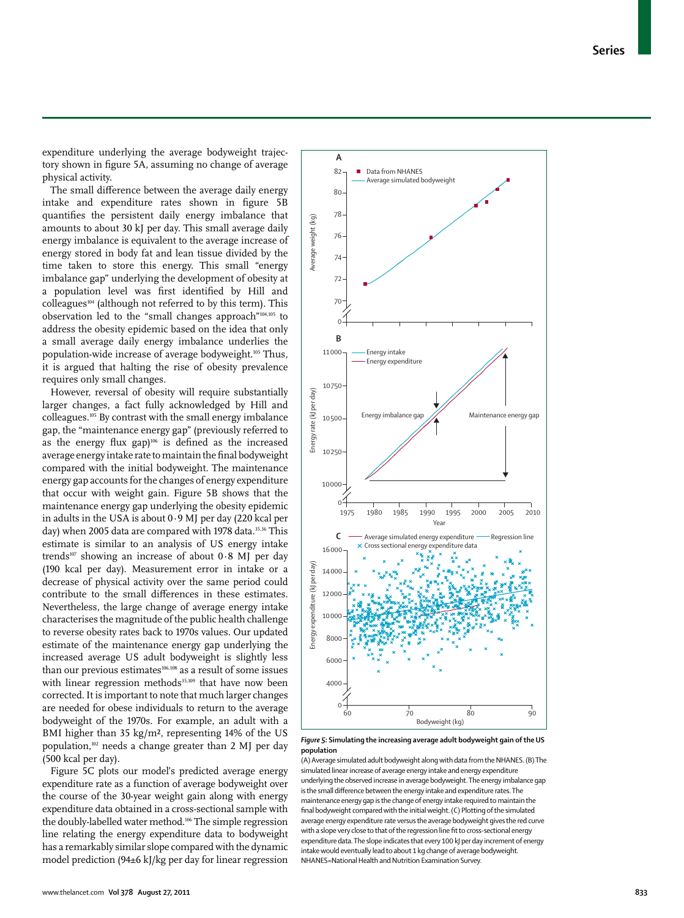expenditure underlying the average bodyweight trajectory shown in figure 5A, assuming no change of average physical activity.

The small difference between the average daily energy intake and expenditure rates shown in figure 5B quantifies the persistent daily energy imbalance that amounts to about 30 kJ per day. This small average daily energy imbalance is equivalent to the average increase of energy stored in body fat and lean tissue divided by the time taken to store this energy. This small "energy imbalance gap" underlying the development of obesity at a population level was first identified by Hill and colleagues[104] (although not referred to by this term). This observation led to the "small changes approach"[104,105] to address the obesity epidemic based on the idea that only a small average daily energy imbalance underlies the population-wide increase of average bodyweight.[105] Thus, it is argued that halting the rise of obesity prevalence requires only small changes.

However, reversal of obesity will require substantially larger changes, a fact fully acknowledged by Hill and colleagues.[105] By contrast with the small energy imbalance gap, the "maintenance energy gap" (previously referred to as the energy flux gap)[106] is defined as the increased average energy intake rate to maintain the final bodyweight compared with the initial bodyweight. The maintenance energy gap accounts for the changes of energy expenditure that occur with weight gain. Figure 5B shows that the maintenance energy gap underlying the obesity epidemic in adults in the USA is about 0·9 MJ per day (220 kcal per day) when 2005 data are compared with 1978 data.[35,36] This estimate is similar to an analysis of US energy intake trends[107] showing an increase of about 0·8 MJ per day (190 kcal per day). Measurement error in intake or a decrease of physical activity over the same period could contribute to the small differences in these estimates. Nevertheless, the large change of average energy intake characterises the magnitude of the public health challenge to reverse obesity rates back to 1970s values. Our updated estimate of the maintenance energy gap underlying the increased average US adult bodyweight is slightly less than our previous estimates[106,108] as a result of some issues with linear regression methods[35,109] that have now been corrected. It is important to note that much larger changes are needed for obese individuals to return to the average bodyweight of the 1970s. For example, an adult with a BMI higher than 35 kg/m², representing 14% of the US population,[102] needs a change greater than 2 MJ per day (500 kcal per day).

Figure 5C plots our model's predicted average energy expenditure rate as a function of average bodyweight over the course of the 30-year weight gain along with energy expenditure data obtained in a cross-sectional sample with the doubly-labelled water method.[106] The simple regression line relating the energy expenditure data to bodyweight has a remarkably similar slope compared with the dynamic model prediction (94±6 kJ/kg per day for linear regression

***Figure 5:* Simulating the increasing average adult bodyweight gain of the US population**

(A) Average simulated adult bodyweight along with data from the NHANES. (B) The simulated linear increase of average energy intake and energy expenditure underlying the observed increase in average bodyweight. The energy imbalance gap is the small difference between the energy intake and expenditure rates. The maintenance energy gap is the change of energy intake required to maintain the final bodyweight compared with the initial weight. (C) Plotting of the simulated average energy expenditure rate versus the average bodyweight gives the red curve with a slope very close to that of the regression line fit to cross-sectional energy expenditure data. The slope indicates that every 100 kJ per day increment of energy intake would eventually lead to about 1 kg change of average bodyweight. NHANES=National Health and Nutrition Examination Survey.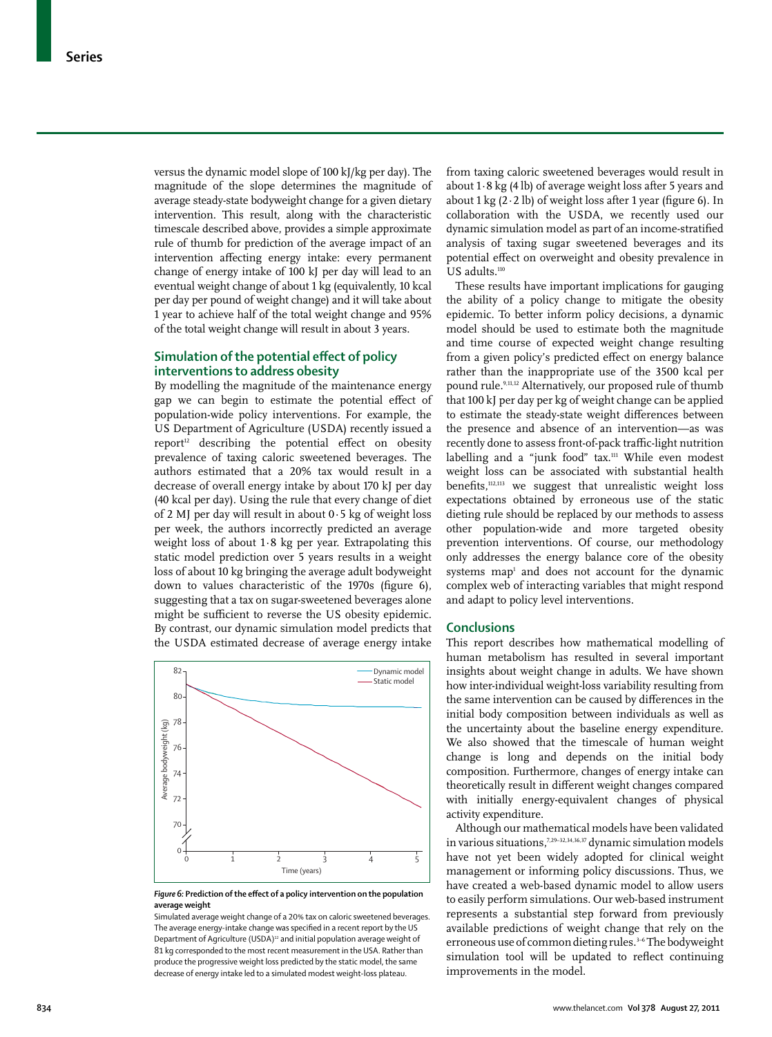versus the dynamic model slope of 100 kJ/kg per day). The magnitude of the slope determines the magnitude of average steady-state bodyweight change for a given dietary intervention. This result, along with the characteristic timescale described above, provides a simple approximate rule of thumb for prediction of the average impact of an intervention affecting energy intake: every permanent change of energy intake of 100 kJ per day will lead to an eventual weight change of about 1 kg (equivalently, 10 kcal per day per pound of weight change) and it will take about 1 year to achieve half of the total weight change and 95% of the total weight change will result in about 3 years.

## Simulation of the potential effect of policy interventions to address obesity

By modelling the magnitude of the maintenance energy gap we can begin to estimate the potential effect of population-wide policy interventions. For example, the US Department of Agriculture (USDA) recently issued a report[12] describing the potential effect on obesity prevalence of taxing caloric sweetened beverages. The authors estimated that a 20% tax would result in a decrease of overall energy intake by about 170 kJ per day (40 kcal per day). Using the rule that every change of diet of 2 MJ per day will result in about 0·5 kg of weight loss per week, the authors incorrectly predicted an average weight loss of about 1·8 kg per year. Extrapolating this static model prediction over 5 years results in a weight loss of about 10 kg bringing the average adult bodyweight down to values characteristic of the 1970s (figure 6), suggesting that a tax on sugar-sweetened beverages alone might be sufficient to reverse the US obesity epidemic. By contrast, our dynamic simulation model predicts that the USDA estimated decrease of average energy intake from taxing caloric sweetened beverages would result in about 1·8 kg (4 lb) of average weight loss after 5 years and about 1 kg (2·2 lb) of weight loss after 1 year (figure 6). In collaboration with the USDA, we recently used our dynamic simulation model as part of an income-stratified analysis of taxing sugar sweetened beverages and its potential effect on overweight and obesity prevalence in US adults.[110]

These results have important implications for gauging the ability of a policy change to mitigate the obesity epidemic. To better inform policy decisions, a dynamic model should be used to estimate both the magnitude and time course of expected weight change resulting from a given policy's predicted effect on energy balance rather than the inappropriate use of the 3500 kcal per pound rule.[9,11,12] Alternatively, our proposed rule of thumb that 100 kJ per day per kg of weight change can be applied to estimate the steady-state weight differences between the presence and absence of an intervention—as was recently done to assess front-of-pack traffic-light nutrition labelling and a "junk food" tax.[111] While even modest weight loss can be associated with substantial health benefits,[112,113] we suggest that unrealistic weight loss expectations obtained by erroneous use of the static dieting rule should be replaced by our methods to assess other population-wide and more targeted obesity prevention interventions. Of course, our methodology only addresses the energy balance core of the obesity systems map[1] and does not account for the dynamic complex web of interacting variables that might respond and adapt to policy level interventions.

**Figure 6: Prediction of the effect of a policy intervention on the population average weight**

Simulated average weight change of a 20% tax on caloric sweetened beverages. The average energy-intake change was specified in a recent report by the US Department of Agriculture (USDA)[12] and initial population average weight of 81 kg corresponded to the most recent measurement in the USA. Rather than produce the progressive weight loss predicted by the static model, the same decrease of energy intake led to a simulated modest weight-loss plateau.

## Conclusions

This report describes how mathematical modelling of human metabolism has resulted in several important insights about weight change in adults. We have shown how inter-individual weight-loss variability resulting from the same intervention can be caused by differences in the initial body composition between individuals as well as the uncertainty about the baseline energy expenditure. We also showed that the timescale of human weight change is long and depends on the initial body composition. Furthermore, changes of energy intake can theoretically result in different weight changes compared with initially energy-equivalent changes of physical activity expenditure.

Although our mathematical models have been validated in various situations,[7,29–32,34,36,37] dynamic simulation models have not yet been widely adopted for clinical weight management or informing policy discussions. Thus, we have created a web-based dynamic model to allow users to easily perform simulations. Our web-based instrument represents a substantial step forward from previously available predictions of weight change that rely on the erroneous use of common dieting rules.[3–6] The bodyweight simulation tool will be updated to reflect continuing improvements in the model.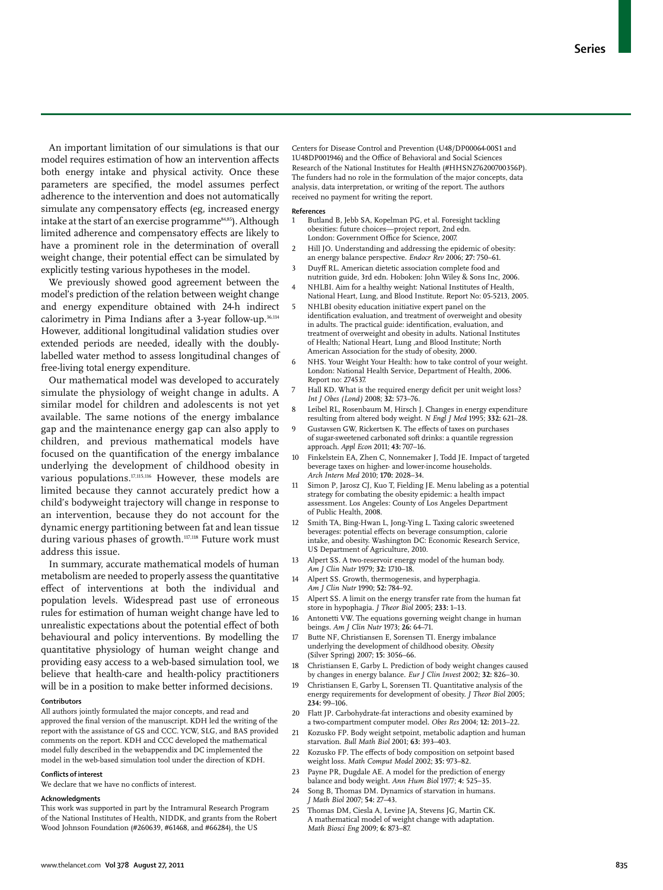An important limitation of our simulations is that our model requires estimation of how an intervention affects both energy intake and physical activity. Once these parameters are specified, the model assumes perfect adherence to the intervention and does not automatically simulate any compensatory effects (eg, increased energy intake at the start of an exercise programme[84,85]). Although limited adherence and compensatory effects are likely to have a prominent role in the determination of overall weight change, their potential effect can be simulated by explicitly testing various hypotheses in the model.

We previously showed good agreement between the model's prediction of the relation between weight change and energy expenditure obtained with 24-h indirect calorimetry in Pima Indians after a 3-year follow-up.[36,114] However, additional longitudinal validation studies over extended periods are needed, ideally with the doubly-labelled water method to assess longitudinal changes of free-living total energy expenditure.

Our mathematical model was developed to accurately simulate the physiology of weight change in adults. A similar model for children and adolescents is not yet available. The same notions of the energy imbalance gap and the maintenance energy gap can also apply to children, and previous mathematical models have focused on the quantification of the energy imbalance underlying the development of childhood obesity in various populations.[17,115,116] However, these models are limited because they cannot accurately predict how a child's bodyweight trajectory will change in response to an intervention, because they do not account for the dynamic energy partitioning between fat and lean tissue during various phases of growth.[117,118] Future work must address this issue.

In summary, accurate mathematical models of human metabolism are needed to properly assess the quantitative effect of interventions at both the individual and population levels. Widespread past use of erroneous rules for estimation of human weight change have led to unrealistic expectations about the potential effect of both behavioural and policy interventions. By modelling the quantitative physiology of human weight change and providing easy access to a web-based simulation tool, we believe that health-care and health-policy practitioners will be in a position to make better informed decisions.

#### Contributors

All authors jointly formulated the major concepts, and read and approved the final version of the manuscript. KDH led the writing of the report with the assistance of GS and CCC. YCW, SLG, and BAS provided comments on the report. KDH and CCC developed the mathematical model fully described in the webappendix and DC implemented the model in the web-based simulation tool under the direction of KDH.

#### Conflicts of interest

We declare that we have no conflicts of interest.

#### Acknowledgments

This work was supported in part by the Intramural Research Program of the National Institutes of Health, NIDDK, and grants from the Robert Wood Johnson Foundation (#260639, #61468, and #66284), the US Centers for Disease Control and Prevention (U48/DP00064-00S1 and 1U48DP001946) and the Office of Behavioral and Social Sciences Research of the National Institutes for Health (#HHSN276200700356P). The funders had no role in the formulation of the major concepts, data analysis, data interpretation, or writing of the report. The authors received no payment for writing the report.

#### References

1. Butland B, Jebb SA, Kopelman PG, et al. Foresight tackling obesities: future choices—project report, 2nd edn. London: Government Office for Science, 2007.
2. Hill JO. Understanding and addressing the epidemic of obesity: an energy balance perspective. *Endocr Rev* 2006; **27:** 750–61.
3. Duyff RL. American dietetic association complete food and nutrition guide, 3rd edn. Hoboken: John Wiley & Sons Inc, 2006.
4. NHLBI. Aim for a healthy weight: National Institutes of Health, National Heart, Lung, and Blood Institute. Report No: 05-5213, 2005.
5. NHLBI obesity education initiative expert panel on the identification evaluation, and treatment of overweight and obesity in adults. The practical guide: identification, evaluation, and treatment of overweight and obesity in adults. National Institutes of Health; National Heart, Lung ,and Blood Institute; North American Association for the study of obesity, 2000.
6. NHS. Your Weight Your Health: how to take control of your weight. London: National Health Service, Department of Health, 2006. Report no: 274537.
7. Hall KD. What is the required energy deficit per unit weight loss? *Int J Obes (Lond)* 2008; **32:** 573–76.
8. Leibel RL, Rosenbaum M, Hirsch J. Changes in energy expenditure resulting from altered body weight. *N Engl J Med* 1995; **332:** 621–28.
9. Gustavsen GW, Rickertsen K. The effects of taxes on purchases of sugar-sweetened carbonated soft drinks: a quantile regression approach. *Appl Econ* 2011; **43:** 707–16.
10. Finkelstein EA, Zhen C, Nonnemaker J, Todd JE. Impact of targeted beverage taxes on higher- and lower-income households. *Arch Intern Med* 2010; **170:** 2028–34.
11. Simon P, Jarosz CJ, Kuo T, Fielding JE. Menu labeling as a potential strategy for combating the obesity epidemic: a health impact assessment. Los Angeles: County of Los Angeles Department of Public Health, 2008.
12. Smith TA, Bing-Hwan L, Jong-Ying L. Taxing caloric sweetened beverages: potential effects on beverage consumption, calorie intake, and obesity. Washington DC: Economic Research Service, US Department of Agriculture, 2010.
13. Alpert SS. A two-reservoir energy model of the human body. *Am J Clin Nutr* 1979; **32:** 1710–18.
14. Alpert SS. Growth, thermogenesis, and hyperphagia. *Am J Clin Nutr* 1990; **52:** 784–92.
15. Alpert SS. A limit on the energy transfer rate from the human fat store in hypophagia. *J Theor Biol* 2005; **233:** 1–13.
16. Antonetti VW. The equations governing weight change in human beings. *Am J Clin Nutr* 1973; **26:** 64–71.
17. Butte NF, Christiansen E, Sorensen TI. Energy imbalance underlying the development of childhood obesity. *Obesity* (Silver Spring) 2007; **15:** 3056–66.
18. Christiansen E, Garby L. Prediction of body weight changes caused by changes in energy balance. *Eur J Clin Invest* 2002; **32:** 826–30.
19. Christiansen E, Garby L, Sorensen TI. Quantitative analysis of the energy requirements for development of obesity. *J Theor Biol* 2005; **234:** 99–106.
20. Flatt JP. Carbohydrate-fat interactions and obesity examined by a two-compartment computer model. *Obes Res* 2004; **12:** 2013–22.
21. Kozusko FP. Body weight setpoint, metabolic adaption and human starvation. *Bull Math Biol* 2001; **63:** 393–403.
22. Kozusko FP. The effects of body composition on setpoint based weight loss. *Math Comput Model* 2002; **35:** 973–82.
23. Payne PR, Dugdale AE. A model for the prediction of energy balance and body weight. *Ann Hum Biol* 1977; **4:** 525–35.
24. Song B, Thomas DM. Dynamics of starvation in humans. *J Math Biol* 2007; **54:** 27–43.
25. Thomas DM, Ciesla A, Levine JA, Stevens JG, Martin CK. A mathematical model of weight change with adaptation. *Math Biosci Eng* 2009; **6:** 873–87.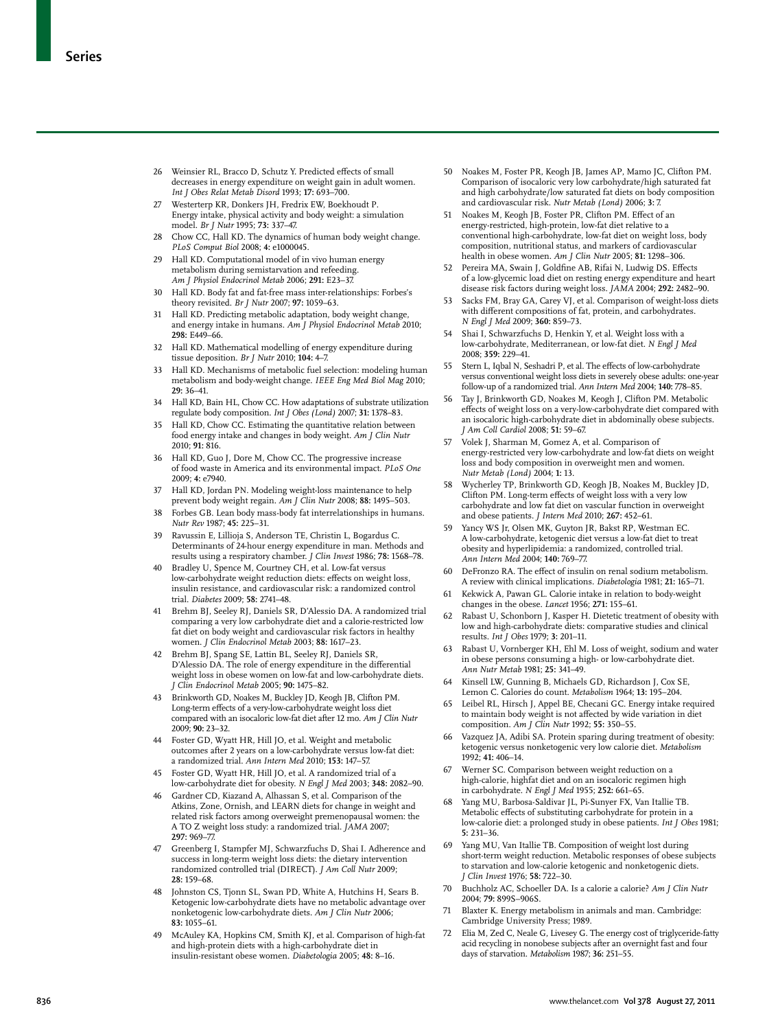26 Weinsier RL, Bracco D, Schutz Y. Predicted effects of small decreases in energy expenditure on weight gain in adult women. *Int J Obes Relat Metab Disord* 1993; **17:** 693–700.

27 Westerterp KR, Donkers JH, Fredrix EW, Boekhoudt P. Energy intake, physical activity and body weight: a simulation model. *Br J Nutr* 1995; **73:** 337–47.

28 Chow CC, Hall KD. The dynamics of human body weight change. *PLoS Comput Biol* 2008; **4:** e1000045.

29 Hall KD. Computational model of in vivo human energy metabolism during semistarvation and refeeding. *Am J Physiol Endocrinol Metab* 2006; **291:** E23–37.

30 Hall KD. Body fat and fat-free mass inter-relationships: Forbes's theory revisited. *Br J Nutr* 2007; **97:** 1059–63.

31 Hall KD. Predicting metabolic adaptation, body weight change, and energy intake in humans. *Am J Physiol Endocrinol Metab* 2010; **298:** E449–66.

32 Hall KD. Mathematical modelling of energy expenditure during tissue deposition. *Br J Nutr* 2010; **104:** 4–7.

33 Hall KD. Mechanisms of metabolic fuel selection: modeling human metabolism and body-weight change. *IEEE Eng Med Biol Mag* 2010; **29:** 36–41.

34 Hall KD, Bain HL, Chow CC. How adaptations of substrate utilization regulate body composition. *Int J Obes (Lond)* 2007; **31:** 1378–83.

35 Hall KD, Chow CC. Estimating the quantitative relation between food energy intake and changes in body weight. *Am J Clin Nutr* 2010; **91:** 816.

36 Hall KD, Guo J, Dore M, Chow CC. The progressive increase of food waste in America and its environmental impact. *PLoS One* 2009; **4:** e7940.

37 Hall KD, Jordan PN. Modeling weight-loss maintenance to help prevent body weight regain. *Am J Clin Nutr* 2008; **88:** 1495–503.

38 Forbes GB. Lean body mass-body fat interrelationships in humans. *Nutr Rev* 1987; **45:** 225–31.

39 Ravussin E, Lillioja S, Anderson TE, Christin L, Bogardus C. Determinants of 24-hour energy expenditure in man. Methods and results using a respiratory chamber. *J Clin Invest* 1986; **78:** 1568–78.

40 Bradley U, Spence M, Courtney CH, et al. Low-fat versus low-carbohydrate weight reduction diets: effects on weight loss, insulin resistance, and cardiovascular risk: a randomized control trial. *Diabetes* 2009; **58:** 2741–48.

41 Brehm BJ, Seeley RJ, Daniels SR, D'Alessio DA. A randomized trial comparing a very low carbohydrate diet and a calorie-restricted low fat diet on body weight and cardiovascular risk factors in healthy women. *J Clin Endocrinol Metab* 2003; **88:** 1617–23.

42 Brehm BJ, Spang SE, Lattin BL, Seeley RJ, Daniels SR, D'Alessio DA. The role of energy expenditure in the differential weight loss in obese women on low-fat and low-carbohydrate diets. *J Clin Endocrinol Metab* 2005; **90:** 1475–82.

43 Brinkworth GD, Noakes M, Buckley JD, Keogh JB, Clifton PM. Long-term effects of a very-low-carbohydrate weight loss diet compared with an isocaloric low-fat diet after 12 mo. *Am J Clin Nutr* 2009; **90:** 23–32.

44 Foster GD, Wyatt HR, Hill JO, et al. Weight and metabolic outcomes after 2 years on a low-carbohydrate versus low-fat diet: a randomized trial. *Ann Intern Med* 2010; **153:** 147–57.

45 Foster GD, Wyatt HR, Hill JO, et al. A randomized trial of a low-carbohydrate diet for obesity. *N Engl J Med* 2003; **348:** 2082–90.

46 Gardner CD, Kiazand A, Alhassan S, et al. Comparison of the Atkins, Zone, Ornish, and LEARN diets for change in weight and related risk factors among overweight premenopausal women: the A TO Z weight loss study: a randomized trial. *JAMA* 2007; **297:** 969–77.

47 Greenberg I, Stampfer MJ, Schwarzfuchs D, Shai I. Adherence and success in long-term weight loss diets: the dietary intervention randomized controlled trial (DIRECT). *J Am Coll Nutr* 2009; **28:** 159–68.

48 Johnston CS, Tjonn SL, Swan PD, White A, Hutchins H, Sears B. Ketogenic low-carbohydrate diets have no metabolic advantage over nonketogenic low-carbohydrate diets. *Am J Clin Nutr* 2006; **83:** 1055–61.

49 McAuley KA, Hopkins CM, Smith KJ, et al. Comparison of high-fat and high-protein diets with a high-carbohydrate diet in insulin-resistant obese women. *Diabetologia* 2005; **48:** 8–16.

50 Noakes M, Foster PR, Keogh JB, James AP, Mamo JC, Clifton PM. Comparison of isocaloric very low carbohydrate/high saturated fat and high carbohydrate/low saturated fat diets on body composition and cardiovascular risk. *Nutr Metab (Lond)* 2006; **3:** 7.

51 Noakes M, Keogh JB, Foster PR, Clifton PM. Effect of an energy-restricted, high-protein, low-fat diet relative to a conventional high-carbohydrate, low-fat diet on weight loss, body composition, nutritional status, and markers of cardiovascular health in obese women. *Am J Clin Nutr* 2005; **81:** 1298–306.

52 Pereira MA, Swain J, Goldfine AB, Rifai N, Ludwig DS. Effects of a low-glycemic load diet on resting energy expenditure and heart disease risk factors during weight loss. *JAMA* 2004; **292:** 2482–90.

53 Sacks FM, Bray GA, Carey VJ, et al. Comparison of weight-loss diets with different compositions of fat, protein, and carbohydrates. *N Engl J Med* 2009; **360:** 859–73.

54 Shai I, Schwarzfuchs D, Henkin Y, et al. Weight loss with a low-carbohydrate, Mediterranean, or low-fat diet. *N Engl J Med* 2008; **359:** 229–41.

55 Stern L, Iqbal N, Seshadri P, et al. The effects of low-carbohydrate versus conventional weight loss diets in severely obese adults: one-year follow-up of a randomized trial. *Ann Intern Med* 2004; **140:** 778–85.

56 Tay J, Brinkworth GD, Noakes M, Keogh J, Clifton PM. Metabolic effects of weight loss on a very-low-carbohydrate diet compared with an isocaloric high-carbohydrate diet in abdominally obese subjects. *J Am Coll Cardiol* 2008; **51:** 59–67.

57 Volek J, Sharman M, Gomez A, et al. Comparison of energy-restricted very low-carbohydrate and low-fat diets on weight loss and body composition in overweight men and women. *Nutr Metab (Lond)* 2004; **1:** 13.

58 Wycherley TP, Brinkworth GD, Keogh JB, Noakes M, Buckley JD, Clifton PM. Long-term effects of weight loss with a very low carbohydrate and low fat diet on vascular function in overweight and obese patients. *J Intern Med* 2010; **267:** 452–61.

59 Yancy WS Jr, Olsen MK, Guyton JR, Bakst RP, Westman EC. A low-carbohydrate, ketogenic diet versus a low-fat diet to treat obesity and hyperlipidemia: a randomized, controlled trial. *Ann Intern Med* 2004; **140:** 769–77.

60 DeFronzo RA. The effect of insulin on renal sodium metabolism. A review with clinical implications. *Diabetologia* 1981; **21:** 165–71.

61 Kekwick A, Pawan GL. Calorie intake in relation to body-weight changes in the obese. *Lancet* 1956; **271:** 155–61.

62 Rabast U, Schonborn J, Kasper H. Dietetic treatment of obesity with low and high-carbohydrate diets: comparative studies and clinical results. *Int J Obes* 1979; **3:** 201–11.

63 Rabast U, Vornberger KH, Ehl M. Loss of weight, sodium and water in obese persons consuming a high- or low-carbohydrate diet. *Ann Nutr Metab* 1981; **25:** 341–49.

64 Kinsell LW, Gunning B, Michaels GD, Richardson J, Cox SE, Lemon C. Calories do count. *Metabolism* 1964; **13:** 195–204.

65 Leibel RL, Hirsch J, Appel BE, Checani GC. Energy intake required to maintain body weight is not affected by wide variation in diet composition. *Am J Clin Nutr* 1992; **55:** 350–55.

66 Vazquez JA, Adibi SA. Protein sparing during treatment of obesity: ketogenic versus nonketogenic very low calorie diet. *Metabolism* 1992; **41:** 406–14.

67 Werner SC. Comparison between weight reduction on a high-calorie, highfat diet and on an isocaloric regimen high in carbohydrate. *N Engl J Med* 1955; **252:** 661–65.

68 Yang MU, Barbosa-Saldivar JL, Pi-Sunyer FX, Van Itallie TB. Metabolic effects of substituting carbohydrate for protein in a low-calorie diet: a prolonged study in obese patients. *Int J Obes* 1981; **5:** 231–36.

69 Yang MU, Van Itallie TB. Composition of weight lost during short-term weight reduction. Metabolic responses of obese subjects to starvation and low-calorie ketogenic and nonketogenic diets. *J Clin Invest* 1976; **58:** 722–30.

70 Buchholz AC, Schoeller DA. Is a calorie a calorie? *Am J Clin Nutr* 2004; **79:** 899S–906S.

71 Blaxter K. Energy metabolism in animals and man. Cambridge: Cambridge University Press; 1989.

72 Elia M, Zed C, Neale G, Livesey G. The energy cost of triglyceride-fatty acid recycling in nonobese subjects after an overnight fast and four days of starvation. *Metabolism* 1987; **36:** 251–55.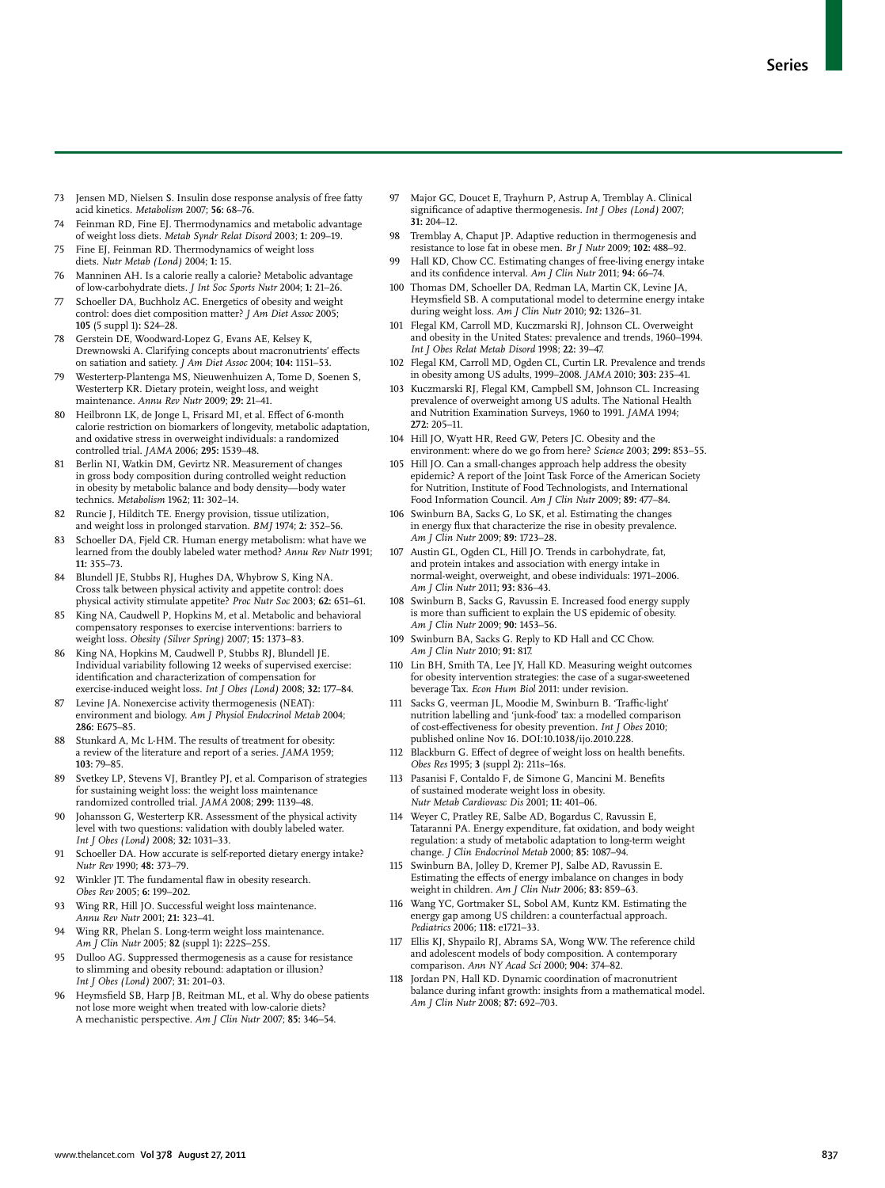73 Jensen MD, Nielsen S. Insulin dose response analysis of free fatty acid kinetics. *Metabolism* 2007; **56:** 68–76.

74 Feinman RD, Fine EJ. Thermodynamics and metabolic advantage of weight loss diets. *Metab Syndr Relat Disord* 2003; **1:** 209–19.

75 Fine EJ, Feinman RD. Thermodynamics of weight loss diets. *Nutr Metab (Lond)* 2004; **1:** 15.

76 Manninen AH. Is a calorie really a calorie? Metabolic advantage of low-carbohydrate diets. *J Int Soc Sports Nutr* 2004; **1:** 21–26.

77 Schoeller DA, Buchholz AC. Energetics of obesity and weight control: does diet composition matter? *J Am Diet Assoc* 2005; **105** (5 suppl 1)**:** S24–28.

78 Gerstein DE, Woodward-Lopez G, Evans AE, Kelsey K, Drewnowski A. Clarifying concepts about macronutrients' effects on satiation and satiety. *J Am Diet Assoc* 2004; **104:** 1151–53.

79 Westerterp-Plantenga MS, Nieuwenhuizen A, Tome D, Soenen S, Westerterp KR. Dietary protein, weight loss, and weight maintenance. *Annu Rev Nutr* 2009; **29:** 21–41.

80 Heilbronn LK, de Jonge L, Frisard MI, et al. Effect of 6-month calorie restriction on biomarkers of longevity, metabolic adaptation, and oxidative stress in overweight individuals: a randomized controlled trial. *JAMA* 2006; **295:** 1539–48.

81 Berlin NI, Watkin DM, Gevirtz NR. Measurement of changes in gross body composition during controlled weight reduction in obesity by metabolic balance and body density—body water technics. *Metabolism* 1962; **11:** 302–14.

82 Runcie J, Hilditch TE. Energy provision, tissue utilization, and weight loss in prolonged starvation. *BMJ* 1974; **2:** 352–56.

83 Schoeller DA, Fjeld CR. Human energy metabolism: what have we learned from the doubly labeled water method? *Annu Rev Nutr* 1991; **11:** 355–73.

84 Blundell JE, Stubbs RJ, Hughes DA, Whybrow S, King NA. Cross talk between physical activity and appetite control: does physical activity stimulate appetite? *Proc Nutr Soc* 2003; **62:** 651–61.

85 King NA, Caudwell P, Hopkins M, et al. Metabolic and behavioral compensatory responses to exercise interventions: barriers to weight loss. *Obesity (Silver Spring)* 2007; **15:** 1373–83.

86 King NA, Hopkins M, Caudwell P, Stubbs RJ, Blundell JE. Individual variability following 12 weeks of supervised exercise: identification and characterization of compensation for exercise-induced weight loss. *Int J Obes (Lond)* 2008; **32:** 177–84.

87 Levine JA. Nonexercise activity thermogenesis (NEAT): environment and biology. *Am J Physiol Endocrinol Metab* 2004; **286:** E675–85.

88 Stunkard A, Mc L-HM. The results of treatment for obesity: a review of the literature and report of a series. *JAMA* 1959; **103:** 79–85.

89 Svetkey LP, Stevens VJ, Brantley PJ, et al. Comparison of strategies for sustaining weight loss: the weight loss maintenance randomized controlled trial. *JAMA* 2008; **299:** 1139–48.

90 Johansson G, Westerterp KR. Assessment of the physical activity level with two questions: validation with doubly labeled water. *Int J Obes (Lond)* 2008; **32:** 1031–33.

91 Schoeller DA. How accurate is self-reported dietary energy intake? *Nutr Rev* 1990; **48:** 373–79.

92 Winkler JT. The fundamental flaw in obesity research. *Obes Rev* 2005; **6:** 199–202.

93 Wing RR, Hill JO. Successful weight loss maintenance. *Annu Rev Nutr* 2001; **21:** 323–41.

94 Wing RR, Phelan S. Long-term weight loss maintenance. *Am J Clin Nutr* 2005; **82** (suppl 1)**:** 222S–25S.

95 Dulloo AG. Suppressed thermogenesis as a cause for resistance to slimming and obesity rebound: adaptation or illusion? *Int J Obes (Lond)* 2007; **31:** 201–03.

96 Heymsfield SB, Harp JB, Reitman ML, et al. Why do obese patients not lose more weight when treated with low-calorie diets? A mechanistic perspective. *Am J Clin Nutr* 2007; **85:** 346–54.

97 Major GC, Doucet E, Trayhurn P, Astrup A, Tremblay A. Clinical significance of adaptive thermogenesis. *Int J Obes (Lond)* 2007; **31:** 204–12.

98 Tremblay A, Chaput JP. Adaptive reduction in thermogenesis and resistance to lose fat in obese men. *Br J Nutr* 2009; **102:** 488–92.

99 Hall KD, Chow CC. Estimating changes of free-living energy intake and its confidence interval. *Am J Clin Nutr* 2011; **94:** 66–74.

100 Thomas DM, Schoeller DA, Redman LA, Martin CK, Levine JA, Heymsfield SB. A computational model to determine energy intake during weight loss. *Am J Clin Nutr* 2010; **92:** 1326–31.

101 Flegal KM, Carroll MD, Kuczmarski RJ, Johnson CL. Overweight and obesity in the United States: prevalence and trends, 1960–1994. *Int J Obes Relat Metab Disord* 1998; **22:** 39–47.

102 Flegal KM, Carroll MD, Ogden CL, Curtin LR. Prevalence and trends in obesity among US adults, 1999–2008. *JAMA* 2010; **303:** 235–41.

103 Kuczmarski RJ, Flegal KM, Campbell SM, Johnson CL. Increasing prevalence of overweight among US adults. The National Health and Nutrition Examination Surveys, 1960 to 1991. *JAMA* 1994; **272:** 205–11.

104 Hill JO, Wyatt HR, Reed GW, Peters JC. Obesity and the environment: where do we go from here? *Science* 2003; **299:** 853–55.

105 Hill JO. Can a small-changes approach help address the obesity epidemic? A report of the Joint Task Force of the American Society for Nutrition, Institute of Food Technologists, and International Food Information Council. *Am J Clin Nutr* 2009; **89:** 477–84.

106 Swinburn BA, Sacks G, Lo SK, et al. Estimating the changes in energy flux that characterize the rise in obesity prevalence. *Am J Clin Nutr* 2009; **89:** 1723–28.

107 Austin GL, Ogden CL, Hill JO. Trends in carbohydrate, fat, and protein intakes and association with energy intake in normal-weight, overweight, and obese individuals: 1971–2006. *Am J Clin Nutr* 2011; **93:** 836–43.

108 Swinburn B, Sacks G, Ravussin E. Increased food energy supply is more than sufficient to explain the US epidemic of obesity. *Am J Clin Nutr* 2009; **90:** 1453–56.

109 Swinburn BA, Sacks G. Reply to KD Hall and CC Chow. *Am J Clin Nutr* 2010; **91:** 817.

110 Lin BH, Smith TA, Lee JY, Hall KD. Measuring weight outcomes for obesity intervention strategies: the case of a sugar-sweetened beverage Tax. *Econ Hum Biol* 2011: under revision.

111 Sacks G, veerman JL, Moodie M, Swinburn B. 'Traffic-light' nutrition labelling and 'junk-food' tax: a modelled comparison of cost-effectiveness for obesity prevention. *Int J Obes* 2010; published online Nov 16. DOI:10.1038/ijo.2010.228.

112 Blackburn G. Effect of degree of weight loss on health benefits. *Obes Res* 1995; **3** (suppl 2)**:** 211s–16s.

113 Pasanisi F, Contaldo F, de Simone G, Mancini M. Benefits of sustained moderate weight loss in obesity. *Nutr Metab Cardiovasc Dis* 2001; **11:** 401–06.

114 Weyer C, Pratley RE, Salbe AD, Bogardus C, Ravussin E, Tataranni PA. Energy expenditure, fat oxidation, and body weight regulation: a study of metabolic adaptation to long-term weight change. *J Clin Endocrinol Metab* 2000; **85:** 1087–94.

115 Swinburn BA, Jolley D, Kremer PJ, Salbe AD, Ravussin E. Estimating the effects of energy imbalance on changes in body weight in children. *Am J Clin Nutr* 2006; **83:** 859–63.

116 Wang YC, Gortmaker SL, Sobol AM, Kuntz KM. Estimating the energy gap among US children: a counterfactual approach. *Pediatrics* 2006; **118:** e1721–33.

117 Ellis KJ, Shypailo RJ, Abrams SA, Wong WW. The reference child and adolescent models of body composition. A contemporary comparison. *Ann NY Acad Sci* 2000; **904:** 374–82.

118 Jordan PN, Hall KD. Dynamic coordination of macronutrient balance during infant growth: insights from a mathematical model. *Am J Clin Nutr* 2008; **87:** 692–703.